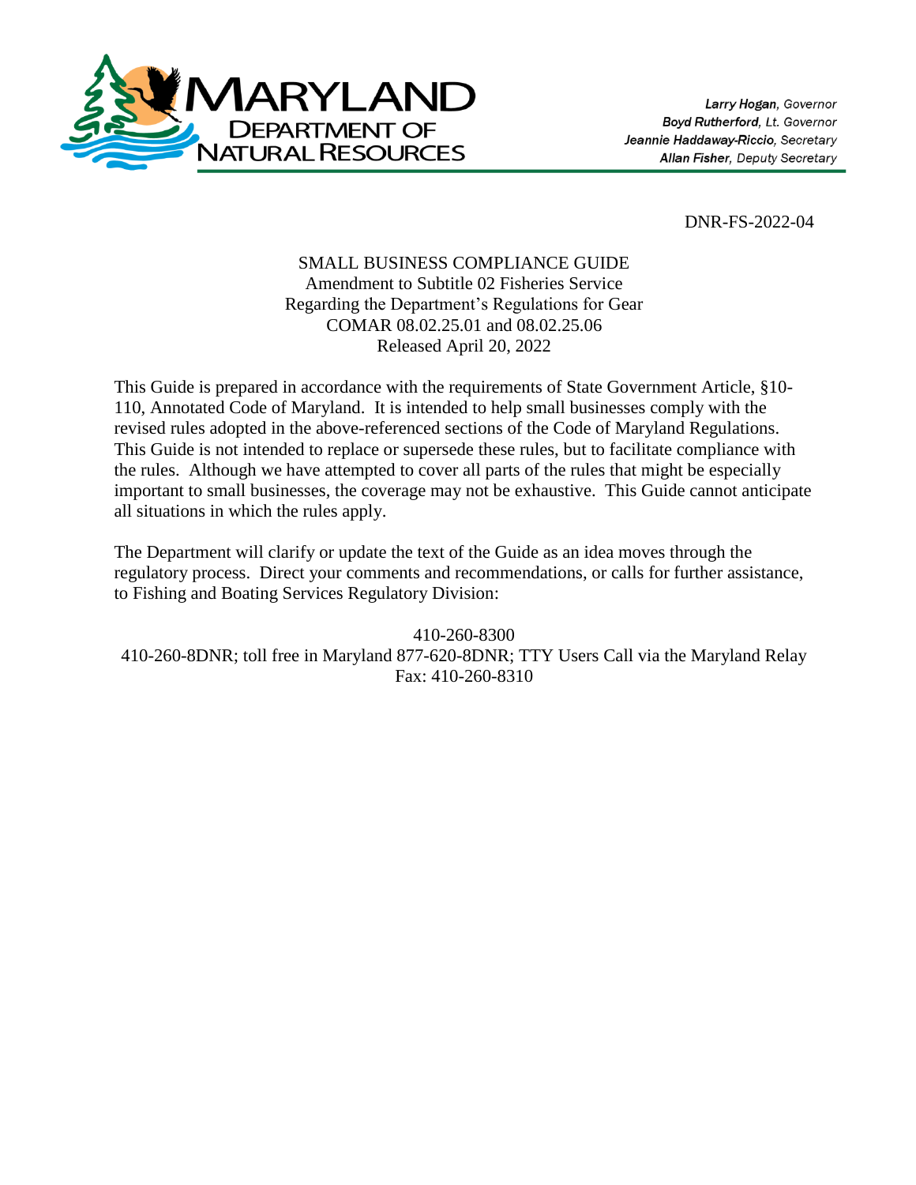# MARYLAND DEPARTMENT OF NATURAL RESOURCES

***Larry Hogan**, Governor*
***Boyd Rutherford**, Lt. Governor*
***Jeannie Haddaway-Riccio**, Secretary*
***Allan Fisher**, Deputy Secretary*

DNR-FS-2022-04

SMALL BUSINESS COMPLIANCE GUIDE
Amendment to Subtitle 02 Fisheries Service
Regarding the Department's Regulations for Gear
COMAR 08.02.25.01 and 08.02.25.06
Released April 20, 2022

This Guide is prepared in accordance with the requirements of State Government Article, §10-110, Annotated Code of Maryland. It is intended to help small businesses comply with the revised rules adopted in the above-referenced sections of the Code of Maryland Regulations. This Guide is not intended to replace or supersede these rules, but to facilitate compliance with the rules. Although we have attempted to cover all parts of the rules that might be especially important to small businesses, the coverage may not be exhaustive. This Guide cannot anticipate all situations in which the rules apply.

The Department will clarify or update the text of the Guide as an idea moves through the regulatory process. Direct your comments and recommendations, or calls for further assistance, to Fishing and Boating Services Regulatory Division:

410-260-8300
410-260-8DNR; toll free in Maryland 877-620-8DNR; TTY Users Call via the Maryland Relay
Fax: 410-260-8310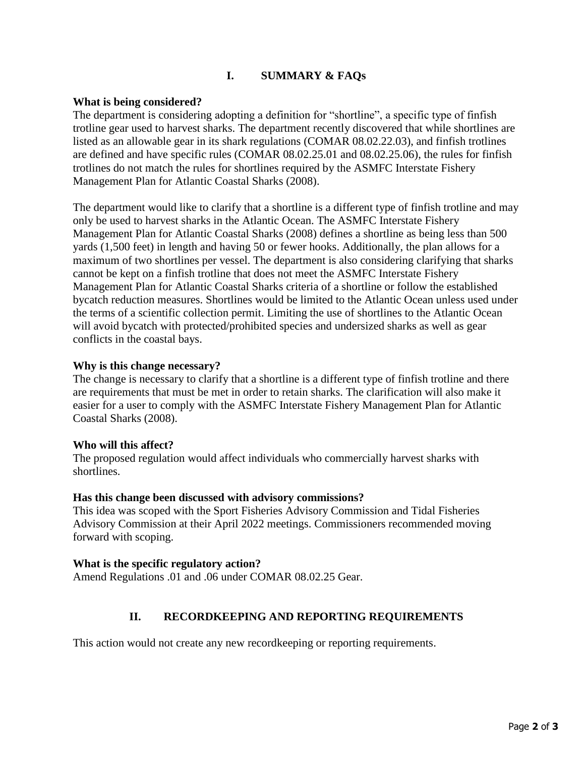## I. SUMMARY & FAQs

**What is being considered?**

The department is considering adopting a definition for “shortline”, a specific type of finfish trotline gear used to harvest sharks. The department recently discovered that while shortlines are listed as an allowable gear in its shark regulations (COMAR 08.02.22.03), and finfish trotlines are defined and have specific rules (COMAR 08.02.25.01 and 08.02.25.06), the rules for finfish trotlines do not match the rules for shortlines required by the ASMFC Interstate Fishery Management Plan for Atlantic Coastal Sharks (2008).

The department would like to clarify that a shortline is a different type of finfish trotline and may only be used to harvest sharks in the Atlantic Ocean. The ASMFC Interstate Fishery Management Plan for Atlantic Coastal Sharks (2008) defines a shortline as being less than 500 yards (1,500 feet) in length and having 50 or fewer hooks. Additionally, the plan allows for a maximum of two shortlines per vessel. The department is also considering clarifying that sharks cannot be kept on a finfish trotline that does not meet the ASMFC Interstate Fishery Management Plan for Atlantic Coastal Sharks criteria of a shortline or follow the established bycatch reduction measures. Shortlines would be limited to the Atlantic Ocean unless used under the terms of a scientific collection permit. Limiting the use of shortlines to the Atlantic Ocean will avoid bycatch with protected/prohibited species and undersized sharks as well as gear conflicts in the coastal bays.

**Why is this change necessary?**

The change is necessary to clarify that a shortline is a different type of finfish trotline and there are requirements that must be met in order to retain sharks. The clarification will also make it easier for a user to comply with the ASMFC Interstate Fishery Management Plan for Atlantic Coastal Sharks (2008).

**Who will this affect?**

The proposed regulation would affect individuals who commercially harvest sharks with shortlines.

**Has this change been discussed with advisory commissions?**

This idea was scoped with the Sport Fisheries Advisory Commission and Tidal Fisheries Advisory Commission at their April 2022 meetings. Commissioners recommended moving forward with scoping.

**What is the specific regulatory action?**

Amend Regulations .01 and .06 under COMAR 08.02.25 Gear.

## II. RECORDKEEPING AND REPORTING REQUIREMENTS

This action would not create any new recordkeeping or reporting requirements.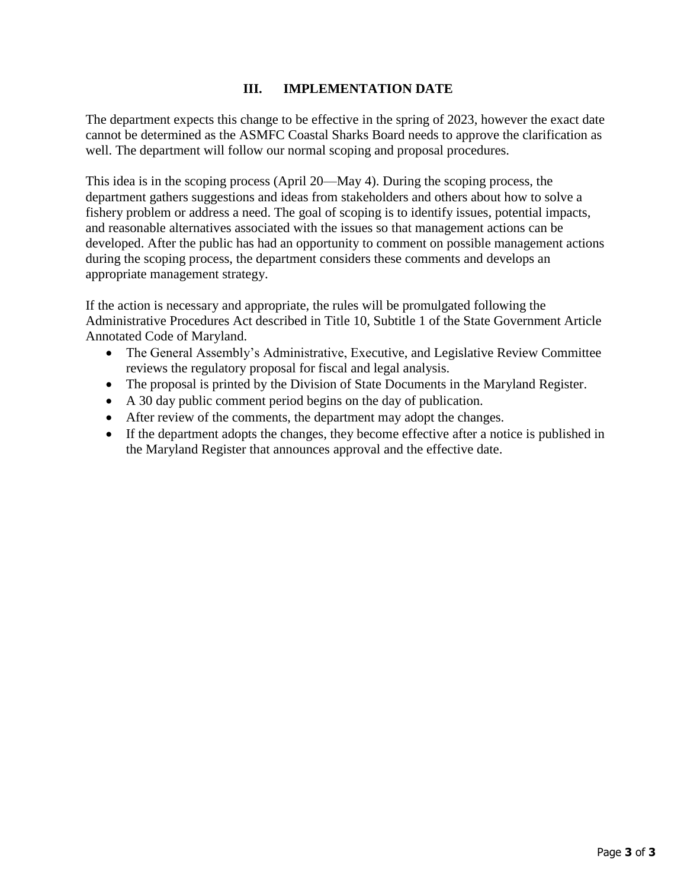## III. IMPLEMENTATION DATE

The department expects this change to be effective in the spring of 2023, however the exact date cannot be determined as the ASMFC Coastal Sharks Board needs to approve the clarification as well. The department will follow our normal scoping and proposal procedures.

This idea is in the scoping process (April 20—May 4). During the scoping process, the department gathers suggestions and ideas from stakeholders and others about how to solve a fishery problem or address a need. The goal of scoping is to identify issues, potential impacts, and reasonable alternatives associated with the issues so that management actions can be developed. After the public has had an opportunity to comment on possible management actions during the scoping process, the department considers these comments and develops an appropriate management strategy.

If the action is necessary and appropriate, the rules will be promulgated following the Administrative Procedures Act described in Title 10, Subtitle 1 of the State Government Article Annotated Code of Maryland.

- The General Assembly's Administrative, Executive, and Legislative Review Committee reviews the regulatory proposal for fiscal and legal analysis.
- The proposal is printed by the Division of State Documents in the Maryland Register.
- A 30 day public comment period begins on the day of publication.
- After review of the comments, the department may adopt the changes.
- If the department adopts the changes, they become effective after a notice is published in the Maryland Register that announces approval and the effective date.